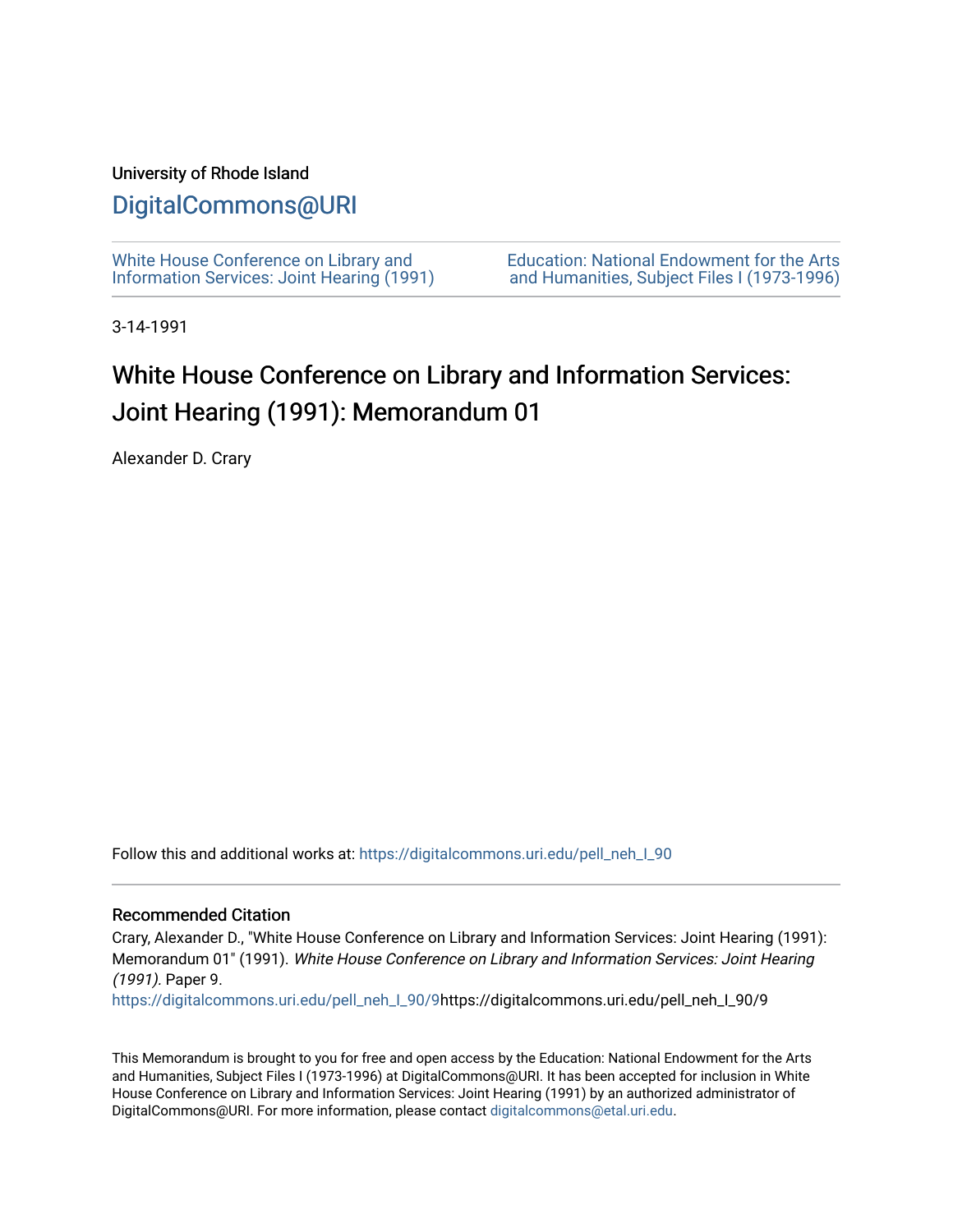University of Rhode Island

[DigitalCommons@URI](https://digitalcommons.uri.edu/)

White House Conference on Library and Information Services: Joint Hearing (1991)

Education: National Endowment for the Arts and Humanities, Subject Files I (1973-1996)

3-14-1991

# White House Conference on Library and Information Services: Joint Hearing (1991): Memorandum 01

Alexander D. Crary

Follow this and additional works at: https://digitalcommons.uri.edu/pell_neh_I_90

## Recommended Citation

Crary, Alexander D., "White House Conference on Library and Information Services: Joint Hearing (1991): Memorandum 01" (1991). *White House Conference on Library and Information Services: Joint Hearing (1991).* Paper 9.
https://digitalcommons.uri.edu/pell_neh_I_90/9https://digitalcommons.uri.edu/pell_neh_I_90/9

This Memorandum is brought to you for free and open access by the Education: National Endowment for the Arts and Humanities, Subject Files I (1973-1996) at DigitalCommons@URI. It has been accepted for inclusion in White House Conference on Library and Information Services: Joint Hearing (1991) by an authorized administrator of DigitalCommons@URI. For more information, please contact digitalcommons@etal.uri.edu.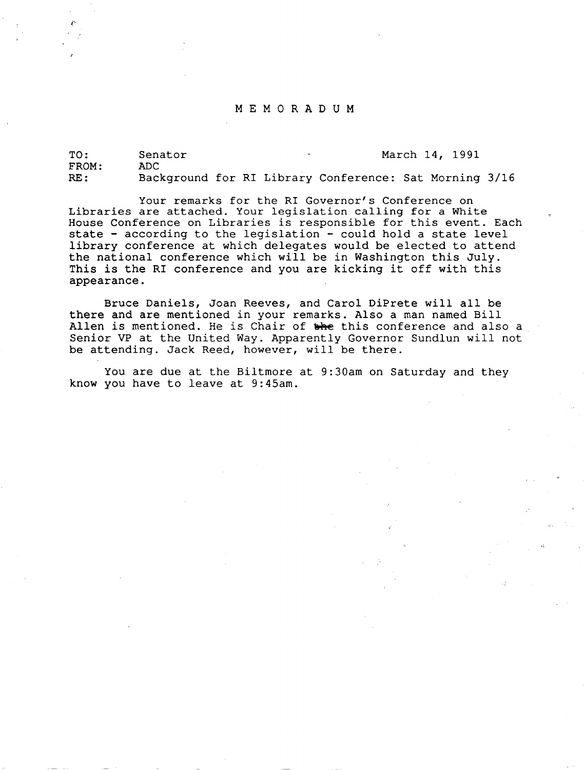# M E M O R A D U M

TO: Senator
FROM: ADC
RE: Background for RI Library Conference: Sat Morning 3/16

March 14, 1991

Your remarks for the RI Governor's Conference on Libraries are attached. Your legislation calling for a White House Conference on Libraries is responsible for this event. Each state - according to the legislation - could hold a state level library conference at which delegates would be elected to attend the national conference which will be in Washington this July. This is the RI conference and you are kicking it off with this appearance.

Bruce Daniels, Joan Reeves, and Carol DiPrete will all be there and are mentioned in your remarks. Also a man named Bill Allen is mentioned. He is Chair of ~~the~~ this conference and also a Senior VP at the United Way. Apparently Governor Sundlun will not be attending. Jack Reed, however, will be there.

You are due at the Biltmore at 9:30am on Saturday and they know you have to leave at 9:45am.